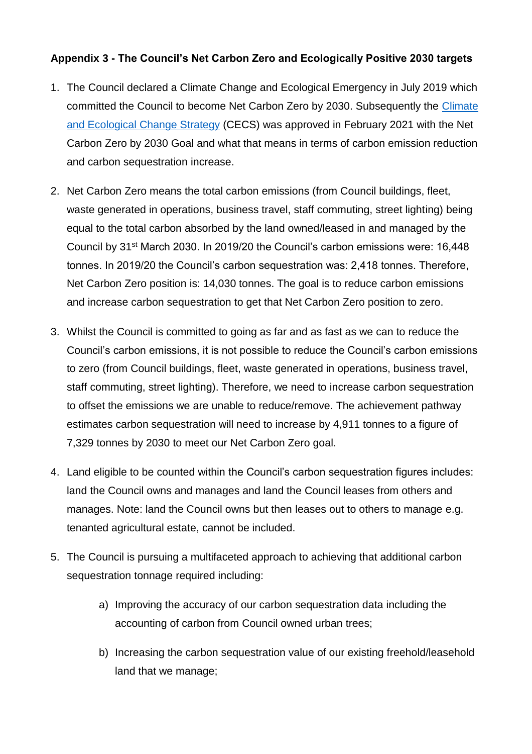**Appendix 3 - The Council's Net Carbon Zero and Ecologically Positive 2030 targets**

1. The Council declared a Climate Change and Ecological Emergency in July 2019 which committed the Council to become Net Carbon Zero by 2030. Subsequently the Climate and Ecological Change Strategy (CECS) was approved in February 2021 with the Net Carbon Zero by 2030 Goal and what that means in terms of carbon emission reduction and carbon sequestration increase.

2. Net Carbon Zero means the total carbon emissions (from Council buildings, fleet, waste generated in operations, business travel, staff commuting, street lighting) being equal to the total carbon absorbed by the land owned/leased in and managed by the Council by 31st March 2030. In 2019/20 the Council's carbon emissions were: 16,448 tonnes. In 2019/20 the Council's carbon sequestration was: 2,418 tonnes. Therefore, Net Carbon Zero position is: 14,030 tonnes. The goal is to reduce carbon emissions and increase carbon sequestration to get that Net Carbon Zero position to zero.

3. Whilst the Council is committed to going as far and as fast as we can to reduce the Council's carbon emissions, it is not possible to reduce the Council's carbon emissions to zero (from Council buildings, fleet, waste generated in operations, business travel, staff commuting, street lighting). Therefore, we need to increase carbon sequestration to offset the emissions we are unable to reduce/remove. The achievement pathway estimates carbon sequestration will need to increase by 4,911 tonnes to a figure of 7,329 tonnes by 2030 to meet our Net Carbon Zero goal.

4. Land eligible to be counted within the Council's carbon sequestration figures includes: land the Council owns and manages and land the Council leases from others and manages. Note: land the Council owns but then leases out to others to manage e.g. tenanted agricultural estate, cannot be included.

5. The Council is pursuing a multifaceted approach to achieving that additional carbon sequestration tonnage required including:

    a) Improving the accuracy of our carbon sequestration data including the accounting of carbon from Council owned urban trees;

    b) Increasing the carbon sequestration value of our existing freehold/leasehold land that we manage;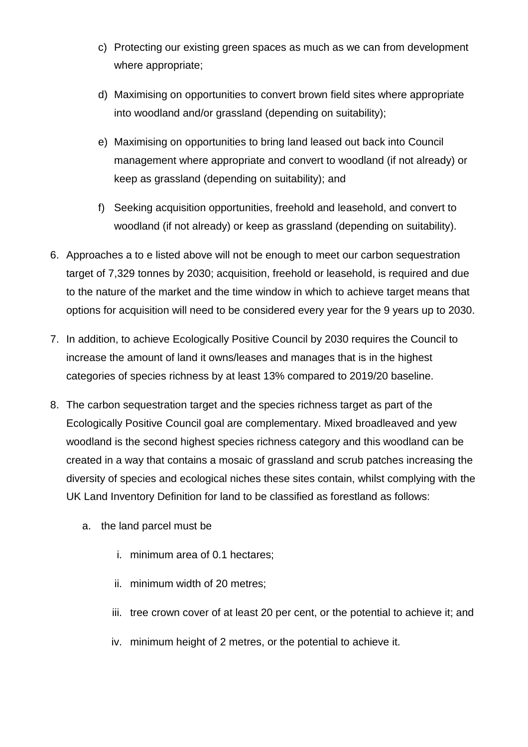c) Protecting our existing green spaces as much as we can from development where appropriate;

d) Maximising on opportunities to convert brown field sites where appropriate into woodland and/or grassland (depending on suitability);

e) Maximising on opportunities to bring land leased out back into Council management where appropriate and convert to woodland (if not already) or keep as grassland (depending on suitability); and

f) Seeking acquisition opportunities, freehold and leasehold, and convert to woodland (if not already) or keep as grassland (depending on suitability).

6. Approaches a to e listed above will not be enough to meet our carbon sequestration target of 7,329 tonnes by 2030; acquisition, freehold or leasehold, is required and due to the nature of the market and the time window in which to achieve target means that options for acquisition will need to be considered every year for the 9 years up to 2030.

7. In addition, to achieve Ecologically Positive Council by 2030 requires the Council to increase the amount of land it owns/leases and manages that is in the highest categories of species richness by at least 13% compared to 2019/20 baseline.

8. The carbon sequestration target and the species richness target as part of the Ecologically Positive Council goal are complementary. Mixed broadleaved and yew woodland is the second highest species richness category and this woodland can be created in a way that contains a mosaic of grassland and scrub patches increasing the diversity of species and ecological niches these sites contain, whilst complying with the UK Land Inventory Definition for land to be classified as forestland as follows:

    a. the land parcel must be

        i. minimum area of 0.1 hectares;

        ii. minimum width of 20 metres;

        iii. tree crown cover of at least 20 per cent, or the potential to achieve it; and

        iv. minimum height of 2 metres, or the potential to achieve it.